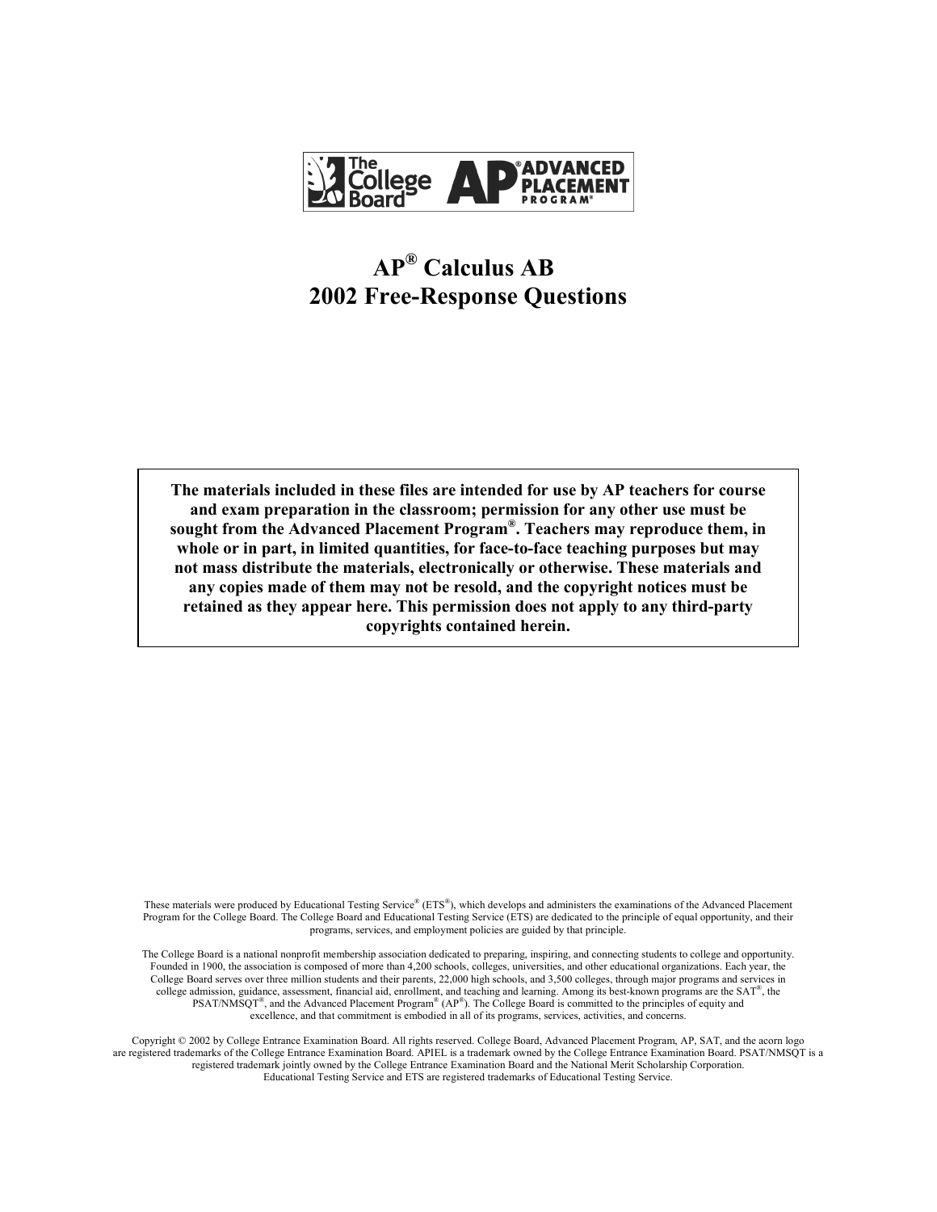# AP® Calculus AB
# 2002 Free-Response Questions

**The materials included in these files are intended for use by AP teachers for course and exam preparation in the classroom; permission for any other use must be sought from the Advanced Placement Program®. Teachers may reproduce them, in whole or in part, in limited quantities, for face-to-face teaching purposes but may not mass distribute the materials, electronically or otherwise. These materials and any copies made of them may not be resold, and the copyright notices must be retained as they appear here. This permission does not apply to any third-party copyrights contained herein.**

These materials were produced by Educational Testing Service® (ETS®), which develops and administers the examinations of the Advanced Placement Program for the College Board. The College Board and Educational Testing Service (ETS) are dedicated to the principle of equal opportunity, and their programs, services, and employment policies are guided by that principle.

The College Board is a national nonprofit membership association dedicated to preparing, inspiring, and connecting students to college and opportunity. Founded in 1900, the association is composed of more than 4,200 schools, colleges, universities, and other educational organizations. Each year, the College Board serves over three million students and their parents, 22,000 high schools, and 3,500 colleges, through major programs and services in college admission, guidance, assessment, financial aid, enrollment, and teaching and learning. Among its best-known programs are the SAT®, the PSAT/NMSQT®, and the Advanced Placement Program® (AP®). The College Board is committed to the principles of equity and excellence, and that commitment is embodied in all of its programs, services, activities, and concerns.

Copyright © 2002 by College Entrance Examination Board. All rights reserved. College Board, Advanced Placement Program, AP, SAT, and the acorn logo are registered trademarks of the College Entrance Examination Board. APIEL is a trademark owned by the College Entrance Examination Board. PSAT/NMSQT is a registered trademark jointly owned by the College Entrance Examination Board and the National Merit Scholarship Corporation. Educational Testing Service and ETS are registered trademarks of Educational Testing Service.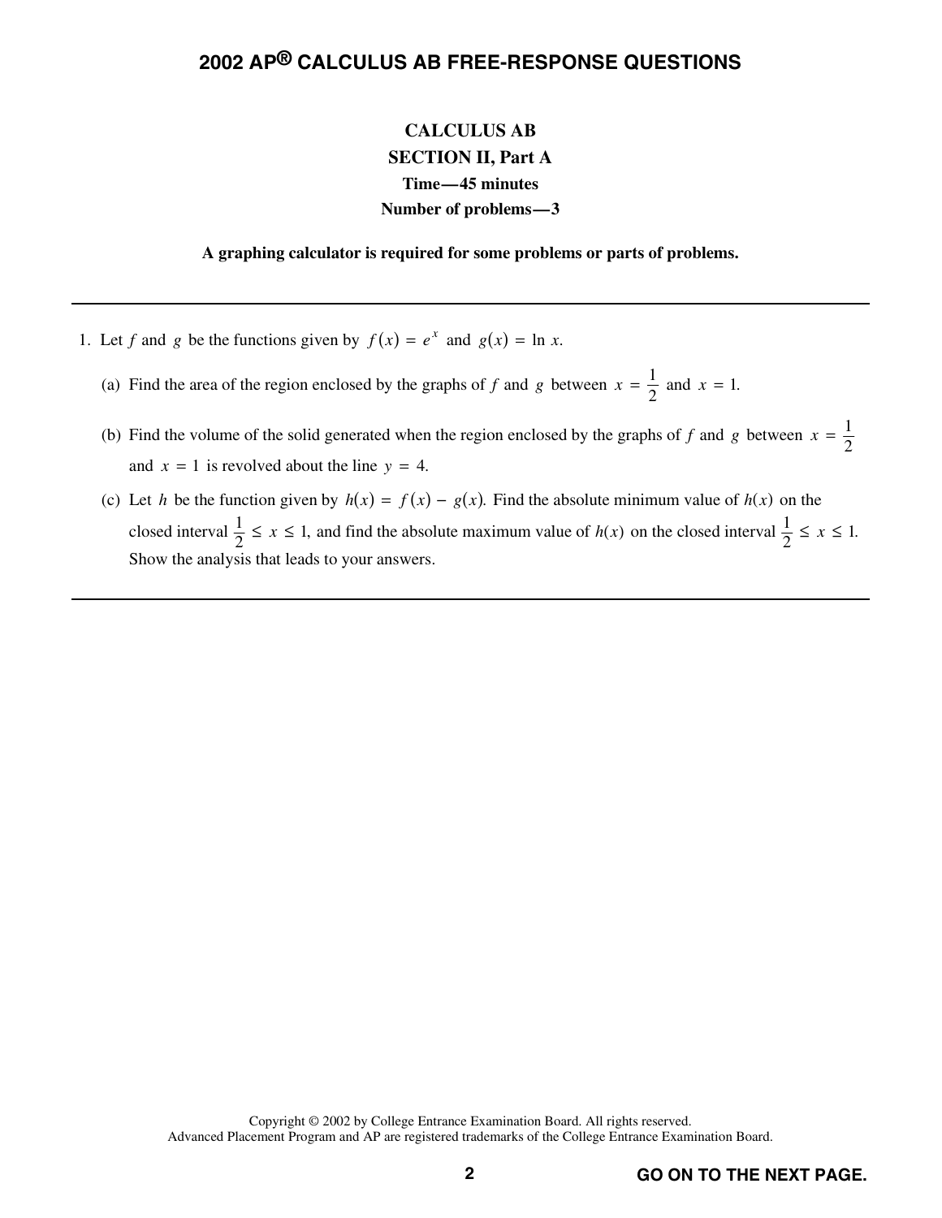# 2002 AP® CALCULUS AB FREE-RESPONSE QUESTIONS

**CALCULUS AB**

**SECTION II, Part A**

**Time—45 minutes**

**Number of problems—3**

**A graphing calculator is required for some problems or parts of problems.**

---

1. Let $f$ and $g$ be the functions given by $f(x) = e^x$ and $g(x) = \ln x$.

   (a) Find the area of the region enclosed by the graphs of $f$ and $g$ between $x = \frac{1}{2}$ and $x = 1$.

   (b) Find the volume of the solid generated when the region enclosed by the graphs of $f$ and $g$ between $x = \frac{1}{2}$ and $x = 1$ is revolved about the line $y = 4$.

   (c) Let $h$ be the function given by $h(x) = f(x) - g(x)$. Find the absolute minimum value of $h(x)$ on the closed interval $\frac{1}{2} \le x \le 1$, and find the absolute maximum value of $h(x)$ on the closed interval $\frac{1}{2} \le x \le 1$. Show the analysis that leads to your answers.

---

Copyright © 2002 by College Entrance Examination Board. All rights reserved.
Advanced Placement Program and AP are registered trademarks of the College Entrance Examination Board.

**GO ON TO THE NEXT PAGE.**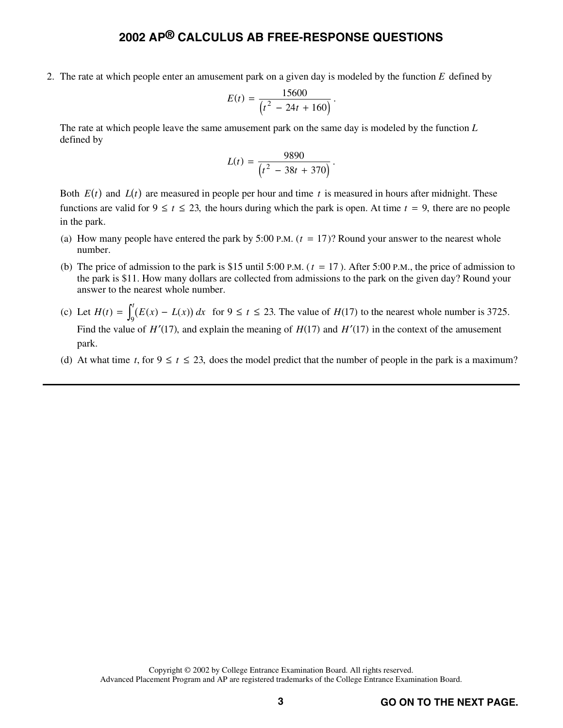## 2002 AP® CALCULUS AB FREE-RESPONSE QUESTIONS

2. The rate at which people enter an amusement park on a given day is modeled by the function $E$ defined by

$$E(t) = \frac{15600}{\left(t^2 - 24t + 160\right)}.$$

The rate at which people leave the same amusement park on the same day is modeled by the function $L$ defined by

$$L(t) = \frac{9890}{\left(t^2 - 38t + 370\right)}.$$

Both $E(t)$ and $L(t)$ are measured in people per hour and time $t$ is measured in hours after midnight. These functions are valid for $9 \le t \le 23$, the hours during which the park is open. At time $t = 9$, there are no people in the park.

(a) How many people have entered the park by 5:00 P.M. ($t = 17$)? Round your answer to the nearest whole number.

(b) The price of admission to the park is \$15 until 5:00 P.M. ($t = 17$). After 5:00 P.M., the price of admission to the park is \$11. How many dollars are collected from admissions to the park on the given day? Round your answer to the nearest whole number.

(c) Let $H(t) = \int_9^t (E(x) - L(x))\,dx$ for $9 \le t \le 23$. The value of $H(17)$ to the nearest whole number is 3725. Find the value of $H'(17)$, and explain the meaning of $H(17)$ and $H'(17)$ in the context of the amusement park.

(d) At what time $t$, for $9 \le t \le 23$, does the model predict that the number of people in the park is a maximum?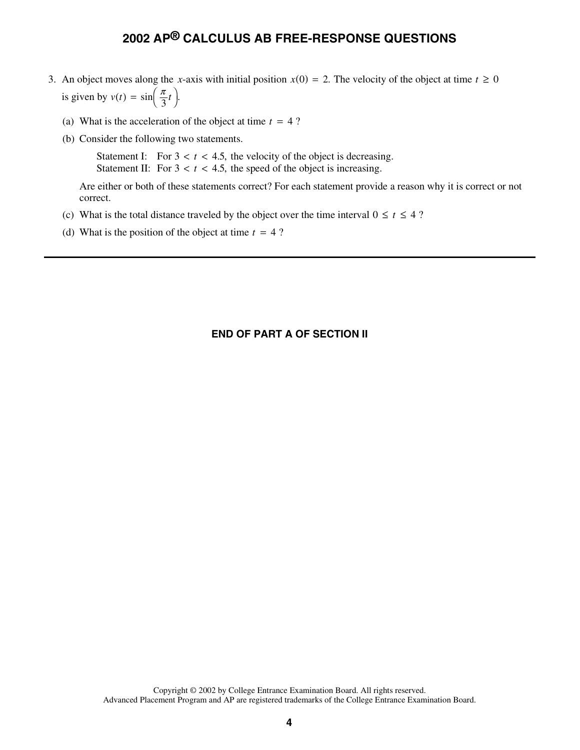3. An object moves along the $x$-axis with initial position $x(0) = 2$. The velocity of the object at time $t \geq 0$ is given by $v(t) = \sin\left(\frac{\pi}{3}t\right)$.

   (a) What is the acceleration of the object at time $t = 4$ ?

   (b) Consider the following two statements.

   Statement I: For $3 < t < 4.5$, the velocity of the object is decreasing.
   Statement II: For $3 < t < 4.5$, the speed of the object is increasing.

   Are either or both of these statements correct? For each statement provide a reason why it is correct or not correct.

   (c) What is the total distance traveled by the object over the time interval $0 \leq t \leq 4$ ?

   (d) What is the position of the object at time $t = 4$ ?

---

**END OF PART A OF SECTION II**

Copyright © 2002 by College Entrance Examination Board. All rights reserved.
Advanced Placement Program and AP are registered trademarks of the College Entrance Examination Board.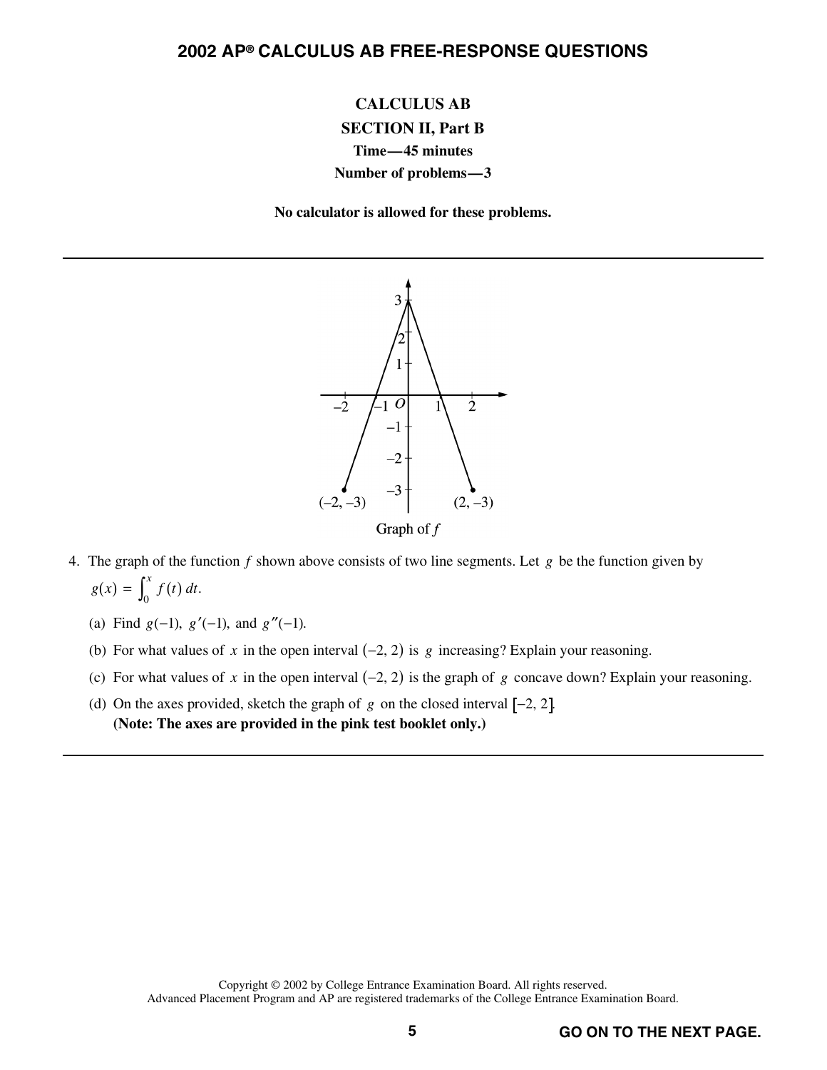**CALCULUS AB**

**SECTION II, Part B**

**Time—45 minutes**

**Number of problems—3**

**No calculator is allowed for these problems.**

---

Graph of $f$

4. The graph of the function $f$ shown above consists of two line segments. Let $g$ be the function given by $g(x) = \int_0^x f(t)\,dt$.

   (a) Find $g(-1)$, $g'(-1)$, and $g''(-1)$.

   (b) For what values of $x$ in the open interval $(-2, 2)$ is $g$ increasing? Explain your reasoning.

   (c) For what values of $x$ in the open interval $(-2, 2)$ is the graph of $g$ concave down? Explain your reasoning.

   (d) On the axes provided, sketch the graph of $g$ on the closed interval $[-2, 2]$.
   **(Note: The axes are provided in the pink test booklet only.)**

---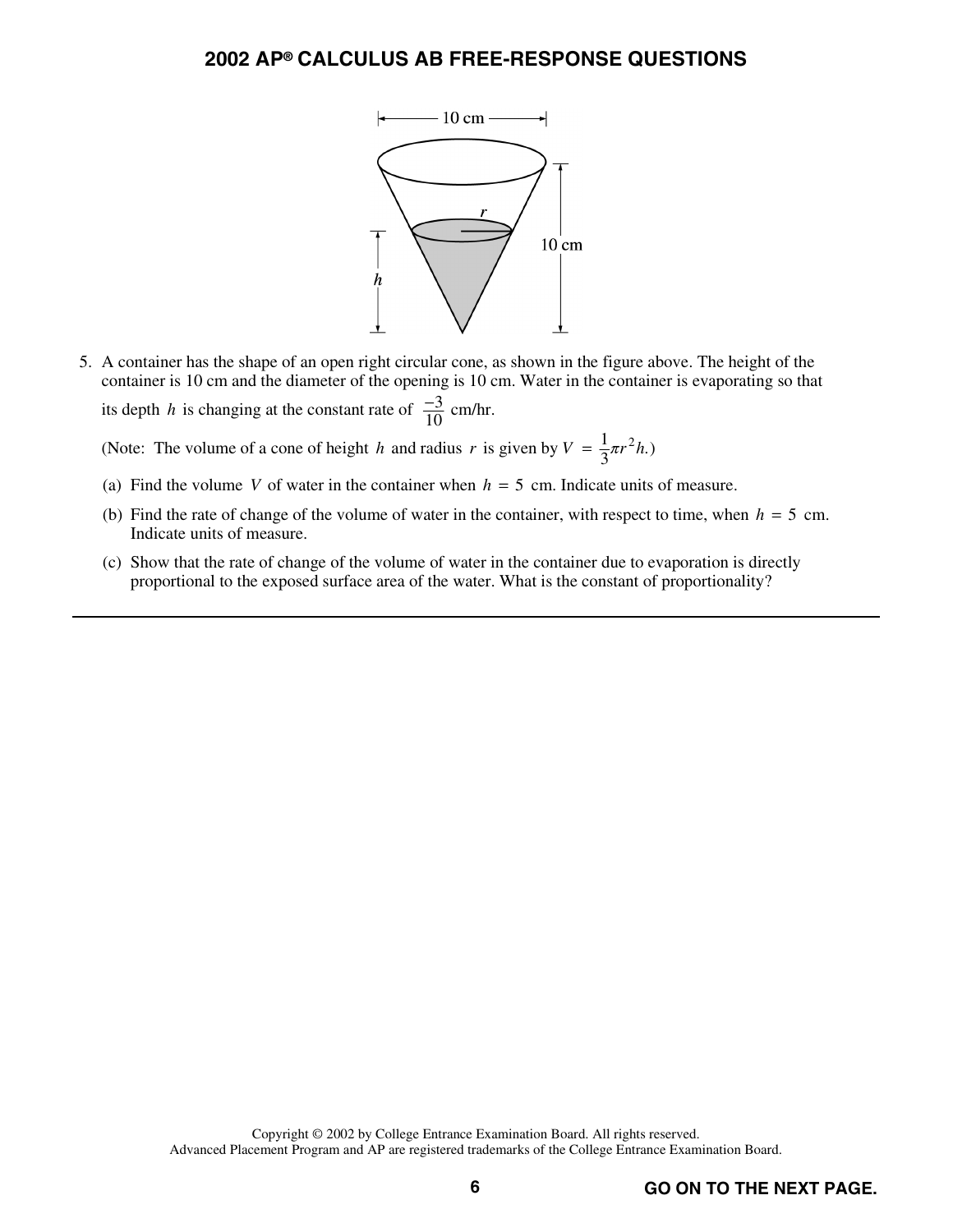5. A container has the shape of an open right circular cone, as shown in the figure above. The height of the container is 10 cm and the diameter of the opening is 10 cm. Water in the container is evaporating so that its depth $h$ is changing at the constant rate of $\frac{-3}{10}$ cm/hr.

   (Note: The volume of a cone of height $h$ and radius $r$ is given by $V = \frac{1}{3}\pi r^2 h$.)

   (a) Find the volume $V$ of water in the container when $h = 5$ cm. Indicate units of measure.

   (b) Find the rate of change of the volume of water in the container, with respect to time, when $h = 5$ cm. Indicate units of measure.

   (c) Show that the rate of change of the volume of water in the container due to evaporation is directly proportional to the exposed surface area of the water. What is the constant of proportionality?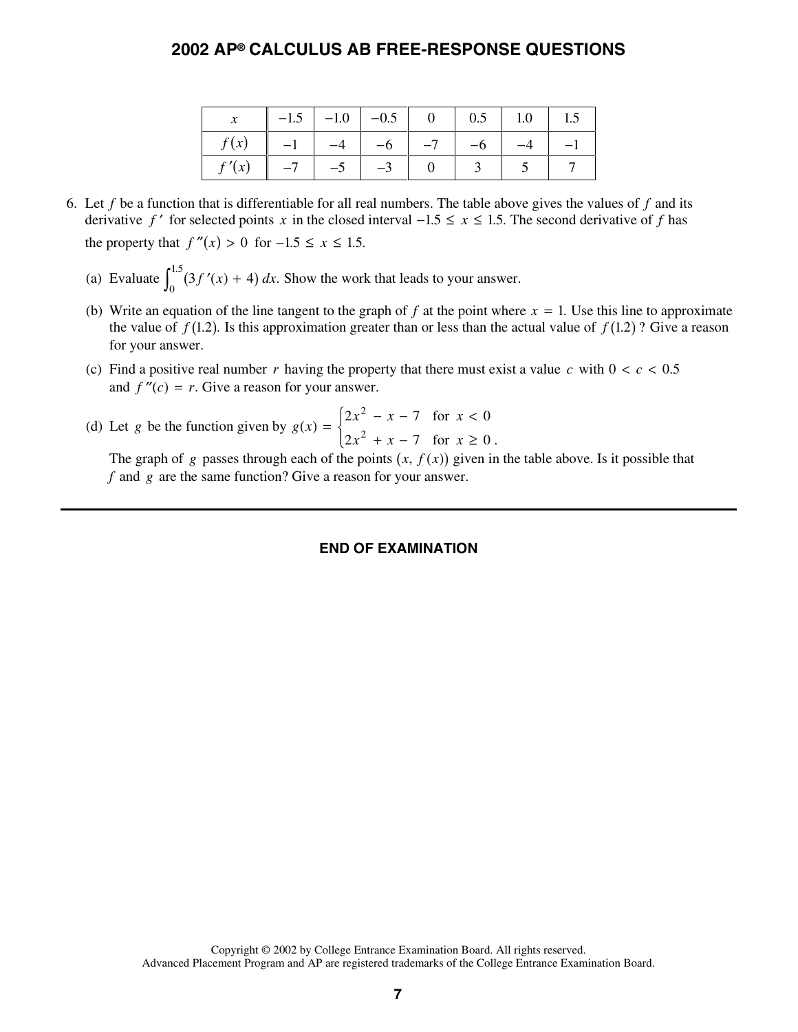## 2002 AP® CALCULUS AB FREE-RESPONSE QUESTIONS

| $x$ | $-1.5$ | $-1.0$ | $-0.5$ | $0$ | $0.5$ | $1.0$ | $1.5$ |
|---|---|---|---|---|---|---|---|
| $f(x)$ | $-1$ | $-4$ | $-6$ | $-7$ | $-6$ | $-4$ | $-1$ |
| $f'(x)$ | $-7$ | $-5$ | $-3$ | $0$ | $3$ | $5$ | $7$ |

6. Let $f$ be a function that is differentiable for all real numbers. The table above gives the values of $f$ and its derivative $f'$ for selected points $x$ in the closed interval $-1.5 \le x \le 1.5$. The second derivative of $f$ has the property that $f''(x) > 0$ for $-1.5 \le x \le 1.5$.

   (a) Evaluate $\int_0^{1.5} (3f'(x) + 4)\,dx$. Show the work that leads to your answer.

   (b) Write an equation of the line tangent to the graph of $f$ at the point where $x = 1$. Use this line to approximate the value of $f(1.2)$. Is this approximation greater than or less than the actual value of $f(1.2)$? Give a reason for your answer.

   (c) Find a positive real number $r$ having the property that there must exist a value $c$ with $0 < c < 0.5$ and $f''(c) = r$. Give a reason for your answer.

   (d) Let $g$ be the function given by $g(x) = \begin{cases} 2x^2 - x - 7 & \text{for } x < 0 \\ 2x^2 + x - 7 & \text{for } x \ge 0 . \end{cases}$

   The graph of $g$ passes through each of the points $(x, f(x))$ given in the table above. Is it possible that $f$ and $g$ are the same function? Give a reason for your answer.

---

**END OF EXAMINATION**

Copyright © 2002 by College Entrance Examination Board. All rights reserved.
Advanced Placement Program and AP are registered trademarks of the College Entrance Examination Board.